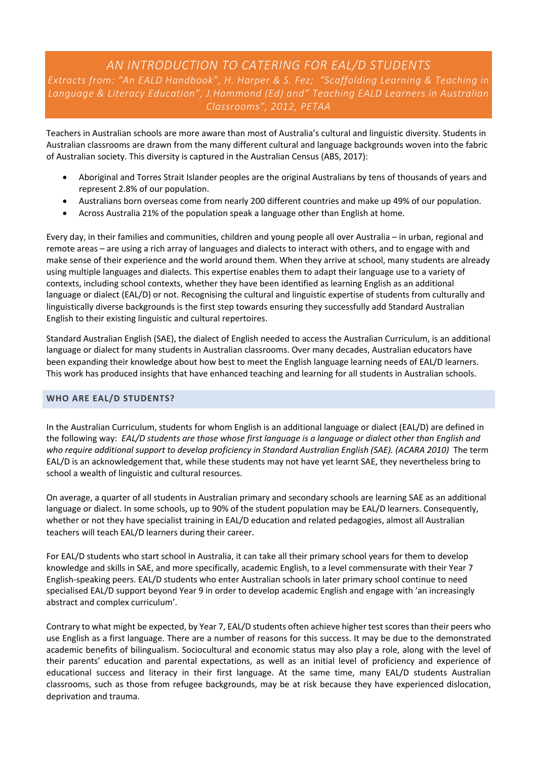# AN INTRODUCTION TO CATERING FOR EAL/D STUDENTS

*Extracts from: "An EALD Handbook", H. Harper & S. Fez; "Scaffolding Learning & Teaching in Language & Literacy Education", J.Hammond (Ed) and" Teaching EALD Learners in Australian Classrooms", 2012, PETAA*

Teachers in Australian schools are more aware than most of Australia's cultural and linguistic diversity. Students in Australian classrooms are drawn from the many different cultural and language backgrounds woven into the fabric of Australian society. This diversity is captured in the Australian Census (ABS, 2017):

- Aboriginal and Torres Strait Islander peoples are the original Australians by tens of thousands of years and represent 2.8% of our population.
- Australians born overseas come from nearly 200 different countries and make up 49% of our population.
- Across Australia 21% of the population speak a language other than English at home.

Every day, in their families and communities, children and young people all over Australia – in urban, regional and remote areas – are using a rich array of languages and dialects to interact with others, and to engage with and make sense of their experience and the world around them. When they arrive at school, many students are already using multiple languages and dialects. This expertise enables them to adapt their language use to a variety of contexts, including school contexts, whether they have been identified as learning English as an additional language or dialect (EAL/D) or not. Recognising the cultural and linguistic expertise of students from culturally and linguistically diverse backgrounds is the first step towards ensuring they successfully add Standard Australian English to their existing linguistic and cultural repertoires.

Standard Australian English (SAE), the dialect of English needed to access the Australian Curriculum, is an additional language or dialect for many students in Australian classrooms. Over many decades, Australian educators have been expanding their knowledge about how best to meet the English language learning needs of EAL/D learners. This work has produced insights that have enhanced teaching and learning for all students in Australian schools.

## WHO ARE EAL/D STUDENTS?

In the Australian Curriculum, students for whom English is an additional language or dialect (EAL/D) are defined in the following way: *EAL/D students are those whose first language is a language or dialect other than English and who require additional support to develop proficiency in Standard Australian English (SAE). (ACARA 2010)* The term EAL/D is an acknowledgement that, while these students may not have yet learnt SAE, they nevertheless bring to school a wealth of linguistic and cultural resources.

On average, a quarter of all students in Australian primary and secondary schools are learning SAE as an additional language or dialect. In some schools, up to 90% of the student population may be EAL/D learners. Consequently, whether or not they have specialist training in EAL/D education and related pedagogies, almost all Australian teachers will teach EAL/D learners during their career.

For EAL/D students who start school in Australia, it can take all their primary school years for them to develop knowledge and skills in SAE, and more specifically, academic English, to a level commensurate with their Year 7 English-speaking peers. EAL/D students who enter Australian schools in later primary school continue to need specialised EAL/D support beyond Year 9 in order to develop academic English and engage with 'an increasingly abstract and complex curriculum'.

Contrary to what might be expected, by Year 7, EAL/D students often achieve higher test scores than their peers who use English as a first language. There are a number of reasons for this success. It may be due to the demonstrated academic benefits of bilingualism. Sociocultural and economic status may also play a role, along with the level of their parents' education and parental expectations, as well as an initial level of proficiency and experience of educational success and literacy in their first language. At the same time, many EAL/D students Australian classrooms, such as those from refugee backgrounds, may be at risk because they have experienced dislocation, deprivation and trauma.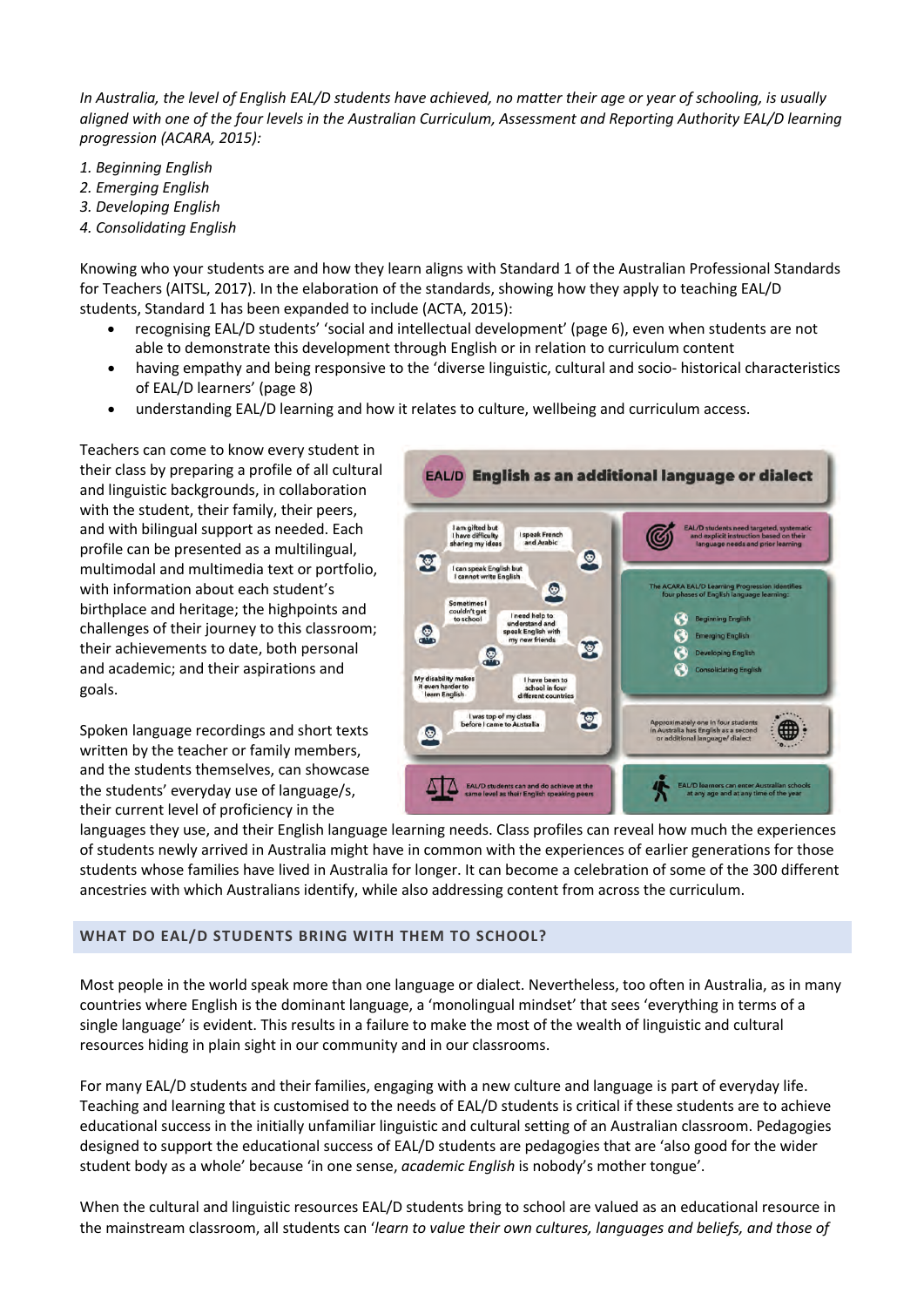*In Australia, the level of English EAL/D students have achieved, no matter their age or year of schooling, is usually aligned with one of the four levels in the Australian Curriculum, Assessment and Reporting Authority EAL/D learning progression (ACARA, 2015):*

1. *Beginning English*
2. *Emerging English*
3. *Developing English*
4. *Consolidating English*

Knowing who your students are and how they learn aligns with Standard 1 of the Australian Professional Standards for Teachers (AITSL, 2017). In the elaboration of the standards, showing how they apply to teaching EAL/D students, Standard 1 has been expanded to include (ACTA, 2015):

- recognising EAL/D students' 'social and intellectual development' (page 6), even when students are not able to demonstrate this development through English or in relation to curriculum content
- having empathy and being responsive to the 'diverse linguistic, cultural and socio- historical characteristics of EAL/D learners' (page 8)
- understanding EAL/D learning and how it relates to culture, wellbeing and curriculum access.

Teachers can come to know every student in their class by preparing a profile of all cultural and linguistic backgrounds, in collaboration with the student, their family, their peers, and with bilingual support as needed. Each profile can be presented as a multilingual, multimodal and multimedia text or portfolio, with information about each student's birthplace and heritage; the highpoints and challenges of their journey to this classroom; their achievements to date, both personal and academic; and their aspirations and goals.

Spoken language recordings and short texts written by the teacher or family members, and the students themselves, can showcase the students' everyday use of language/s, their current level of proficiency in the languages they use, and their English language learning needs. Class profiles can reveal how much the experiences of students newly arrived in Australia might have in common with the experiences of earlier generations for those students whose families have lived in Australia for longer. It can become a celebration of some of the 300 different ancestries with which Australians identify, while also addressing content from across the curriculum.

## WHAT DO EAL/D STUDENTS BRING WITH THEM TO SCHOOL?

Most people in the world speak more than one language or dialect. Nevertheless, too often in Australia, as in many countries where English is the dominant language, a 'monolingual mindset' that sees 'everything in terms of a single language' is evident. This results in a failure to make the most of the wealth of linguistic and cultural resources hiding in plain sight in our community and in our classrooms.

For many EAL/D students and their families, engaging with a new culture and language is part of everyday life. Teaching and learning that is customised to the needs of EAL/D students is critical if these students are to achieve educational success in the initially unfamiliar linguistic and cultural setting of an Australian classroom. Pedagogies designed to support the educational success of EAL/D students are pedagogies that are 'also good for the wider student body as a whole' because 'in one sense, *academic English* is nobody's mother tongue'.

When the cultural and linguistic resources EAL/D students bring to school are valued as an educational resource in the mainstream classroom, all students can '*learn to value their own cultures, languages and beliefs, and those of*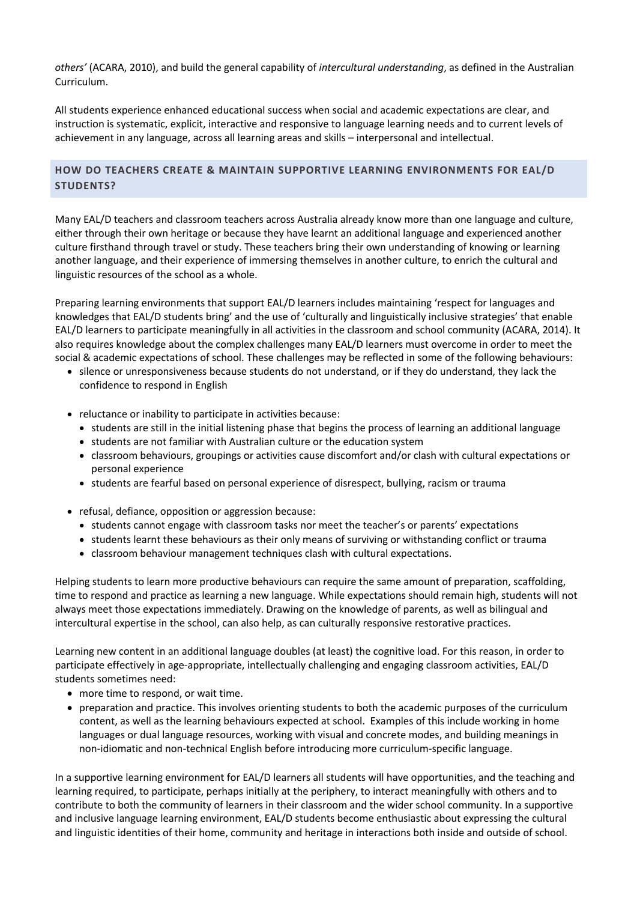*others'* (ACARA, 2010), and build the general capability of *intercultural understanding*, as defined in the Australian Curriculum.

All students experience enhanced educational success when social and academic expectations are clear, and instruction is systematic, explicit, interactive and responsive to language learning needs and to current levels of achievement in any language, across all learning areas and skills – interpersonal and intellectual.

## HOW DO TEACHERS CREATE & MAINTAIN SUPPORTIVE LEARNING ENVIRONMENTS FOR EAL/D STUDENTS?

Many EAL/D teachers and classroom teachers across Australia already know more than one language and culture, either through their own heritage or because they have learnt an additional language and experienced another culture firsthand through travel or study. These teachers bring their own understanding of knowing or learning another language, and their experience of immersing themselves in another culture, to enrich the cultural and linguistic resources of the school as a whole.

Preparing learning environments that support EAL/D learners includes maintaining 'respect for languages and knowledges that EAL/D students bring' and the use of 'culturally and linguistically inclusive strategies' that enable EAL/D learners to participate meaningfully in all activities in the classroom and school community (ACARA, 2014). It also requires knowledge about the complex challenges many EAL/D learners must overcome in order to meet the social & academic expectations of school. These challenges may be reflected in some of the following behaviours:

- silence or unresponsiveness because students do not understand, or if they do understand, they lack the confidence to respond in English
- reluctance or inability to participate in activities because:
  - students are still in the initial listening phase that begins the process of learning an additional language
  - students are not familiar with Australian culture or the education system
  - classroom behaviours, groupings or activities cause discomfort and/or clash with cultural expectations or personal experience
  - students are fearful based on personal experience of disrespect, bullying, racism or trauma
- refusal, defiance, opposition or aggression because:
  - students cannot engage with classroom tasks nor meet the teacher's or parents' expectations
  - students learnt these behaviours as their only means of surviving or withstanding conflict or trauma
  - classroom behaviour management techniques clash with cultural expectations.

Helping students to learn more productive behaviours can require the same amount of preparation, scaffolding, time to respond and practice as learning a new language. While expectations should remain high, students will not always meet those expectations immediately. Drawing on the knowledge of parents, as well as bilingual and intercultural expertise in the school, can also help, as can culturally responsive restorative practices.

Learning new content in an additional language doubles (at least) the cognitive load. For this reason, in order to participate effectively in age-appropriate, intellectually challenging and engaging classroom activities, EAL/D students sometimes need:

- more time to respond, or wait time.
- preparation and practice. This involves orienting students to both the academic purposes of the curriculum content, as well as the learning behaviours expected at school. Examples of this include working in home languages or dual language resources, working with visual and concrete modes, and building meanings in non-idiomatic and non-technical English before introducing more curriculum-specific language.

In a supportive learning environment for EAL/D learners all students will have opportunities, and the teaching and learning required, to participate, perhaps initially at the periphery, to interact meaningfully with others and to contribute to both the community of learners in their classroom and the wider school community. In a supportive and inclusive language learning environment, EAL/D students become enthusiastic about expressing the cultural and linguistic identities of their home, community and heritage in interactions both inside and outside of school.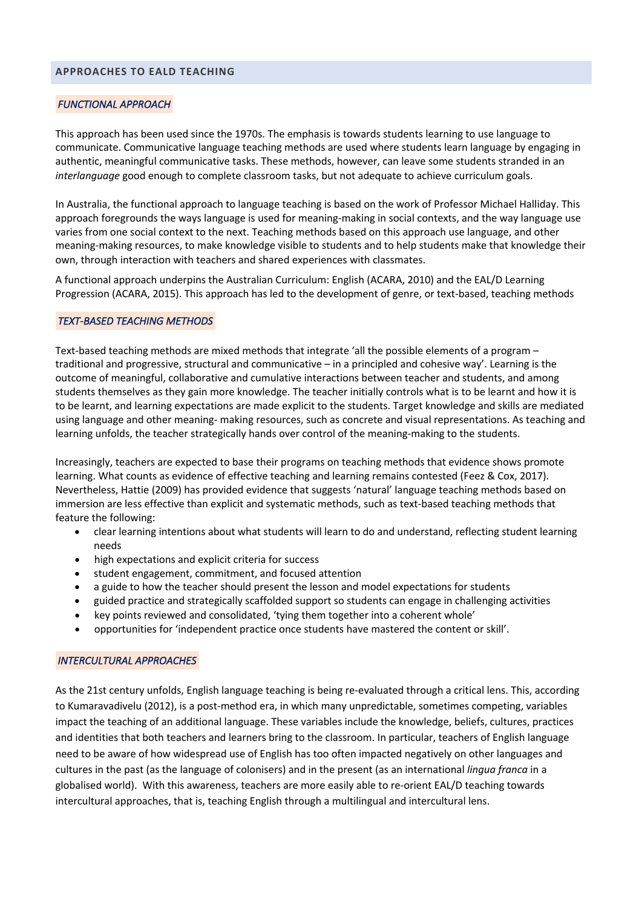## APPROACHES TO EALD TEACHING

### *FUNCTIONAL APPROACH*

This approach has been used since the 1970s. The emphasis is towards students learning to use language to communicate. Communicative language teaching methods are used where students learn language by engaging in authentic, meaningful communicative tasks. These methods, however, can leave some students stranded in an *interlanguage* good enough to complete classroom tasks, but not adequate to achieve curriculum goals.

In Australia, the functional approach to language teaching is based on the work of Professor Michael Halliday. This approach foregrounds the ways language is used for meaning-making in social contexts, and the way language use varies from one social context to the next. Teaching methods based on this approach use language, and other meaning-making resources, to make knowledge visible to students and to help students make that knowledge their own, through interaction with teachers and shared experiences with classmates.

A functional approach underpins the Australian Curriculum: English (ACARA, 2010) and the EAL/D Learning Progression (ACARA, 2015). This approach has led to the development of genre, or text-based, teaching methods

### *TEXT-BASED TEACHING METHODS*

Text-based teaching methods are mixed methods that integrate 'all the possible elements of a program – traditional and progressive, structural and communicative – in a principled and cohesive way'. Learning is the outcome of meaningful, collaborative and cumulative interactions between teacher and students, and among students themselves as they gain more knowledge. The teacher initially controls what is to be learnt and how it is to be learnt, and learning expectations are made explicit to the students. Target knowledge and skills are mediated using language and other meaning- making resources, such as concrete and visual representations. As teaching and learning unfolds, the teacher strategically hands over control of the meaning-making to the students.

Increasingly, teachers are expected to base their programs on teaching methods that evidence shows promote learning. What counts as evidence of effective teaching and learning remains contested (Feez & Cox, 2017). Nevertheless, Hattie (2009) has provided evidence that suggests 'natural' language teaching methods based on immersion are less effective than explicit and systematic methods, such as text-based teaching methods that feature the following:

- clear learning intentions about what students will learn to do and understand, reflecting student learning needs
- high expectations and explicit criteria for success
- student engagement, commitment, and focused attention
- a guide to how the teacher should present the lesson and model expectations for students
- guided practice and strategically scaffolded support so students can engage in challenging activities
- key points reviewed and consolidated, 'tying them together into a coherent whole'
- opportunities for 'independent practice once students have mastered the content or skill'.

### *INTERCULTURAL APPROACHES*

As the 21st century unfolds, English language teaching is being re-evaluated through a critical lens. This, according to Kumaravadivelu (2012), is a post-method era, in which many unpredictable, sometimes competing, variables impact the teaching of an additional language. These variables include the knowledge, beliefs, cultures, practices and identities that both teachers and learners bring to the classroom. In particular, teachers of English language need to be aware of how widespread use of English has too often impacted negatively on other languages and cultures in the past (as the language of colonisers) and in the present (as an international *lingua franca* in a globalised world). With this awareness, teachers are more easily able to re-orient EAL/D teaching towards intercultural approaches, that is, teaching English through a multilingual and intercultural lens.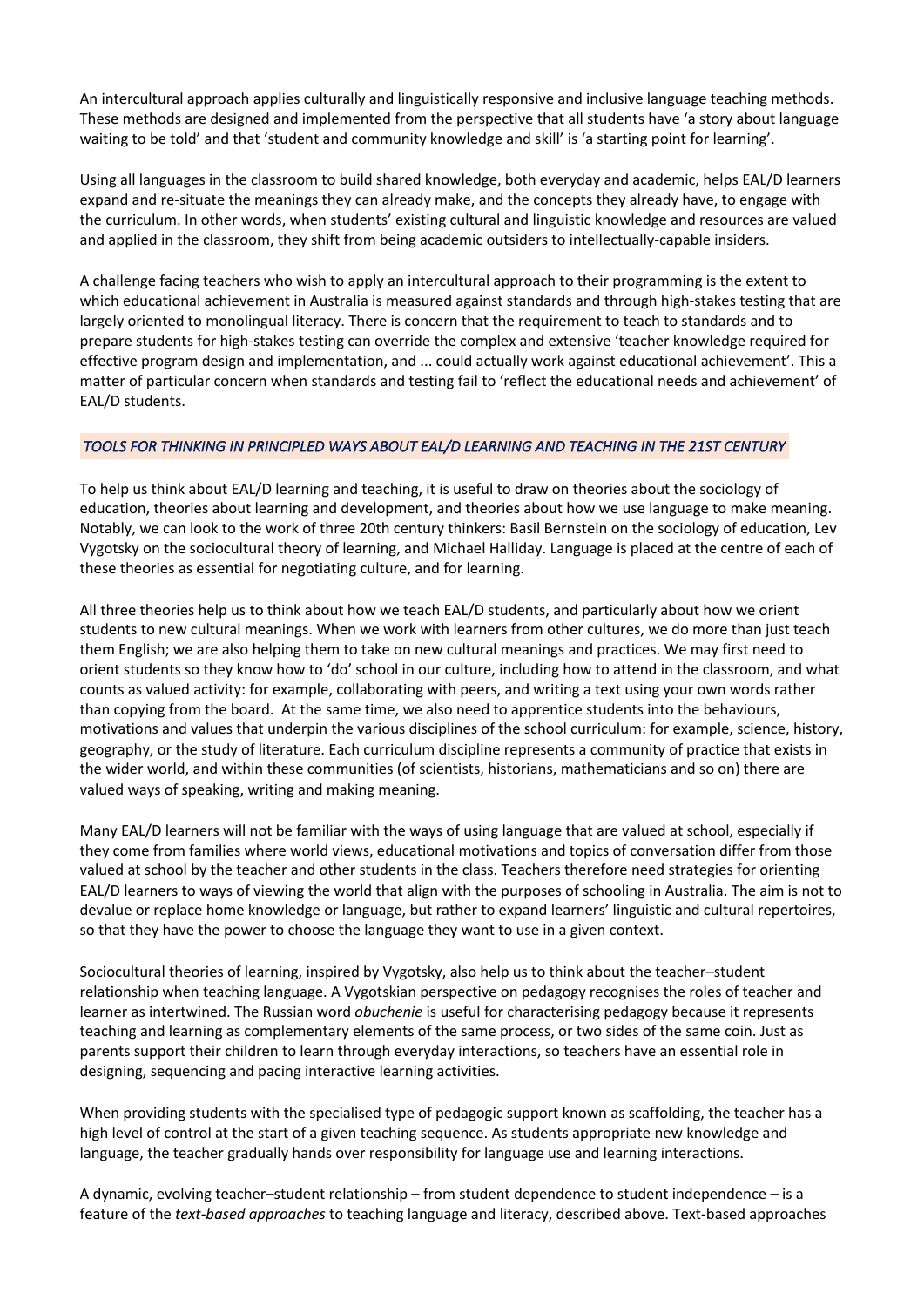An intercultural approach applies culturally and linguistically responsive and inclusive language teaching methods. These methods are designed and implemented from the perspective that all students have 'a story about language waiting to be told' and that 'student and community knowledge and skill' is 'a starting point for learning'.

Using all languages in the classroom to build shared knowledge, both everyday and academic, helps EAL/D learners expand and re-situate the meanings they can already make, and the concepts they already have, to engage with the curriculum. In other words, when students' existing cultural and linguistic knowledge and resources are valued and applied in the classroom, they shift from being academic outsiders to intellectually-capable insiders.

A challenge facing teachers who wish to apply an intercultural approach to their programming is the extent to which educational achievement in Australia is measured against standards and through high-stakes testing that are largely oriented to monolingual literacy. There is concern that the requirement to teach to standards and to prepare students for high-stakes testing can override the complex and extensive 'teacher knowledge required for effective program design and implementation, and ... could actually work against educational achievement'. This a matter of particular concern when standards and testing fail to 'reflect the educational needs and achievement' of EAL/D students.

### *TOOLS FOR THINKING IN PRINCIPLED WAYS ABOUT EAL/D LEARNING AND TEACHING IN THE 21ST CENTURY*

To help us think about EAL/D learning and teaching, it is useful to draw on theories about the sociology of education, theories about learning and development, and theories about how we use language to make meaning. Notably, we can look to the work of three 20th century thinkers: Basil Bernstein on the sociology of education, Lev Vygotsky on the sociocultural theory of learning, and Michael Halliday. Language is placed at the centre of each of these theories as essential for negotiating culture, and for learning.

All three theories help us to think about how we teach EAL/D students, and particularly about how we orient students to new cultural meanings. When we work with learners from other cultures, we do more than just teach them English; we are also helping them to take on new cultural meanings and practices. We may first need to orient students so they know how to 'do' school in our culture, including how to attend in the classroom, and what counts as valued activity: for example, collaborating with peers, and writing a text using your own words rather than copying from the board. At the same time, we also need to apprentice students into the behaviours, motivations and values that underpin the various disciplines of the school curriculum: for example, science, history, geography, or the study of literature. Each curriculum discipline represents a community of practice that exists in the wider world, and within these communities (of scientists, historians, mathematicians and so on) there are valued ways of speaking, writing and making meaning.

Many EAL/D learners will not be familiar with the ways of using language that are valued at school, especially if they come from families where world views, educational motivations and topics of conversation differ from those valued at school by the teacher and other students in the class. Teachers therefore need strategies for orienting EAL/D learners to ways of viewing the world that align with the purposes of schooling in Australia. The aim is not to devalue or replace home knowledge or language, but rather to expand learners' linguistic and cultural repertoires, so that they have the power to choose the language they want to use in a given context.

Sociocultural theories of learning, inspired by Vygotsky, also help us to think about the teacher–student relationship when teaching language. A Vygotskian perspective on pedagogy recognises the roles of teacher and learner as intertwined. The Russian word *obuchenie* is useful for characterising pedagogy because it represents teaching and learning as complementary elements of the same process, or two sides of the same coin. Just as parents support their children to learn through everyday interactions, so teachers have an essential role in designing, sequencing and pacing interactive learning activities.

When providing students with the specialised type of pedagogic support known as scaffolding, the teacher has a high level of control at the start of a given teaching sequence. As students appropriate new knowledge and language, the teacher gradually hands over responsibility for language use and learning interactions.

A dynamic, evolving teacher–student relationship – from student dependence to student independence – is a feature of the *text-based approaches* to teaching language and literacy, described above. Text-based approaches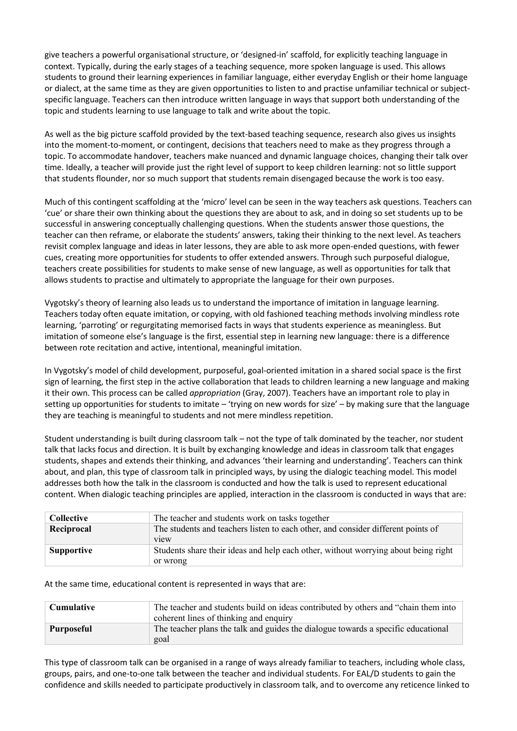give teachers a powerful organisational structure, or 'designed-in' scaffold, for explicitly teaching language in context. Typically, during the early stages of a teaching sequence, more spoken language is used. This allows students to ground their learning experiences in familiar language, either everyday English or their home language or dialect, at the same time as they are given opportunities to listen to and practise unfamiliar technical or subject-specific language. Teachers can then introduce written language in ways that support both understanding of the topic and students learning to use language to talk and write about the topic.

As well as the big picture scaffold provided by the text-based teaching sequence, research also gives us insights into the moment-to-moment, or contingent, decisions that teachers need to make as they progress through a topic. To accommodate handover, teachers make nuanced and dynamic language choices, changing their talk over time. Ideally, a teacher will provide just the right level of support to keep children learning: not so little support that students flounder, nor so much support that students remain disengaged because the work is too easy.

Much of this contingent scaffolding at the 'micro' level can be seen in the way teachers ask questions. Teachers can 'cue' or share their own thinking about the questions they are about to ask, and in doing so set students up to be successful in answering conceptually challenging questions. When the students answer those questions, the teacher can then reframe, or elaborate the students' answers, taking their thinking to the next level. As teachers revisit complex language and ideas in later lessons, they are able to ask more open-ended questions, with fewer cues, creating more opportunities for students to offer extended answers. Through such purposeful dialogue, teachers create possibilities for students to make sense of new language, as well as opportunities for talk that allows students to practise and ultimately to appropriate the language for their own purposes.

Vygotsky's theory of learning also leads us to understand the importance of imitation in language learning. Teachers today often equate imitation, or copying, with old fashioned teaching methods involving mindless rote learning, 'parroting' or regurgitating memorised facts in ways that students experience as meaningless. But imitation of someone else's language is the first, essential step in learning new language: there is a difference between rote recitation and active, intentional, meaningful imitation.

In Vygotsky's model of child development, purposeful, goal-oriented imitation in a shared social space is the first sign of learning, the first step in the active collaboration that leads to children learning a new language and making it their own. This process can be called *appropriation* (Gray, 2007). Teachers have an important role to play in setting up opportunities for students to imitate – 'trying on new words for size' – by making sure that the language they are teaching is meaningful to students and not mere mindless repetition.

Student understanding is built during classroom talk – not the type of talk dominated by the teacher, nor student talk that lacks focus and direction. It is built by exchanging knowledge and ideas in classroom talk that engages students, shapes and extends their thinking, and advances 'their learning and understanding'. Teachers can think about, and plan, this type of classroom talk in principled ways, by using the dialogic teaching model. This model addresses both how the talk in the classroom is conducted and how the talk is used to represent educational content. When dialogic teaching principles are applied, interaction in the classroom is conducted in ways that are:

| | |
|---|---|
| **Collective** | The teacher and students work on tasks together |
| **Reciprocal** | The students and teachers listen to each other, and consider different points of view |
| **Supportive** | Students share their ideas and help each other, without worrying about being right or wrong |

At the same time, educational content is represented in ways that are:

| | |
|---|---|
| **Cumulative** | The teacher and students build on ideas contributed by others and "chain them into coherent lines of thinking and enquiry |
| **Purposeful** | The teacher plans the talk and guides the dialogue towards a specific educational goal |

This type of classroom talk can be organised in a range of ways already familiar to teachers, including whole class, groups, pairs, and one-to-one talk between the teacher and individual students. For EAL/D students to gain the confidence and skills needed to participate productively in classroom talk, and to overcome any reticence linked to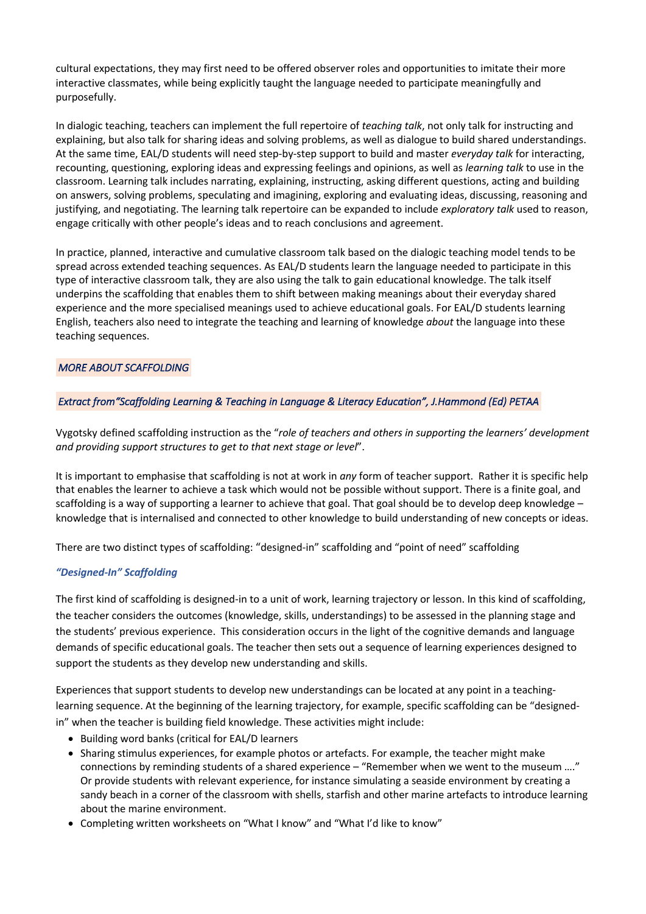cultural expectations, they may first need to be offered observer roles and opportunities to imitate their more interactive classmates, while being explicitly taught the language needed to participate meaningfully and purposefully.

In dialogic teaching, teachers can implement the full repertoire of *teaching talk*, not only talk for instructing and explaining, but also talk for sharing ideas and solving problems, as well as dialogue to build shared understandings. At the same time, EAL/D students will need step-by-step support to build and master *everyday talk* for interacting, recounting, questioning, exploring ideas and expressing feelings and opinions, as well as *learning talk* to use in the classroom. Learning talk includes narrating, explaining, instructing, asking different questions, acting and building on answers, solving problems, speculating and imagining, exploring and evaluating ideas, discussing, reasoning and justifying, and negotiating. The learning talk repertoire can be expanded to include *exploratory talk* used to reason, engage critically with other people's ideas and to reach conclusions and agreement.

In practice, planned, interactive and cumulative classroom talk based on the dialogic teaching model tends to be spread across extended teaching sequences. As EAL/D students learn the language needed to participate in this type of interactive classroom talk, they are also using the talk to gain educational knowledge. The talk itself underpins the scaffolding that enables them to shift between making meanings about their everyday shared experience and the more specialised meanings used to achieve educational goals. For EAL/D students learning English, teachers also need to integrate the teaching and learning of knowledge *about* the language into these teaching sequences.

## *MORE ABOUT SCAFFOLDING*

*Extract from"Scaffolding Learning & Teaching in Language & Literacy Education", J.Hammond (Ed) PETAA*

Vygotsky defined scaffolding instruction as the "*role of teachers and others in supporting the learners' development and providing support structures to get to that next stage or level*".

It is important to emphasise that scaffolding is not at work in *any* form of teacher support. Rather it is specific help that enables the learner to achieve a task which would not be possible without support. There is a finite goal, and scaffolding is a way of supporting a learner to achieve that goal. That goal should be to develop deep knowledge – knowledge that is internalised and connected to other knowledge to build understanding of new concepts or ideas.

There are two distinct types of scaffolding: "designed-in" scaffolding and "point of need" scaffolding

### ***"Designed-In" Scaffolding***

The first kind of scaffolding is designed-in to a unit of work, learning trajectory or lesson. In this kind of scaffolding, the teacher considers the outcomes (knowledge, skills, understandings) to be assessed in the planning stage and the students' previous experience. This consideration occurs in the light of the cognitive demands and language demands of specific educational goals. The teacher then sets out a sequence of learning experiences designed to support the students as they develop new understanding and skills.

Experiences that support students to develop new understandings can be located at any point in a teaching-learning sequence. At the beginning of the learning trajectory, for example, specific scaffolding can be "designed-in" when the teacher is building field knowledge. These activities might include:

- Building word banks (critical for EAL/D learners
- Sharing stimulus experiences, for example photos or artefacts. For example, the teacher might make connections by reminding students of a shared experience – "Remember when we went to the museum …." Or provide students with relevant experience, for instance simulating a seaside environment by creating a sandy beach in a corner of the classroom with shells, starfish and other marine artefacts to introduce learning about the marine environment.
- Completing written worksheets on "What I know" and "What I'd like to know"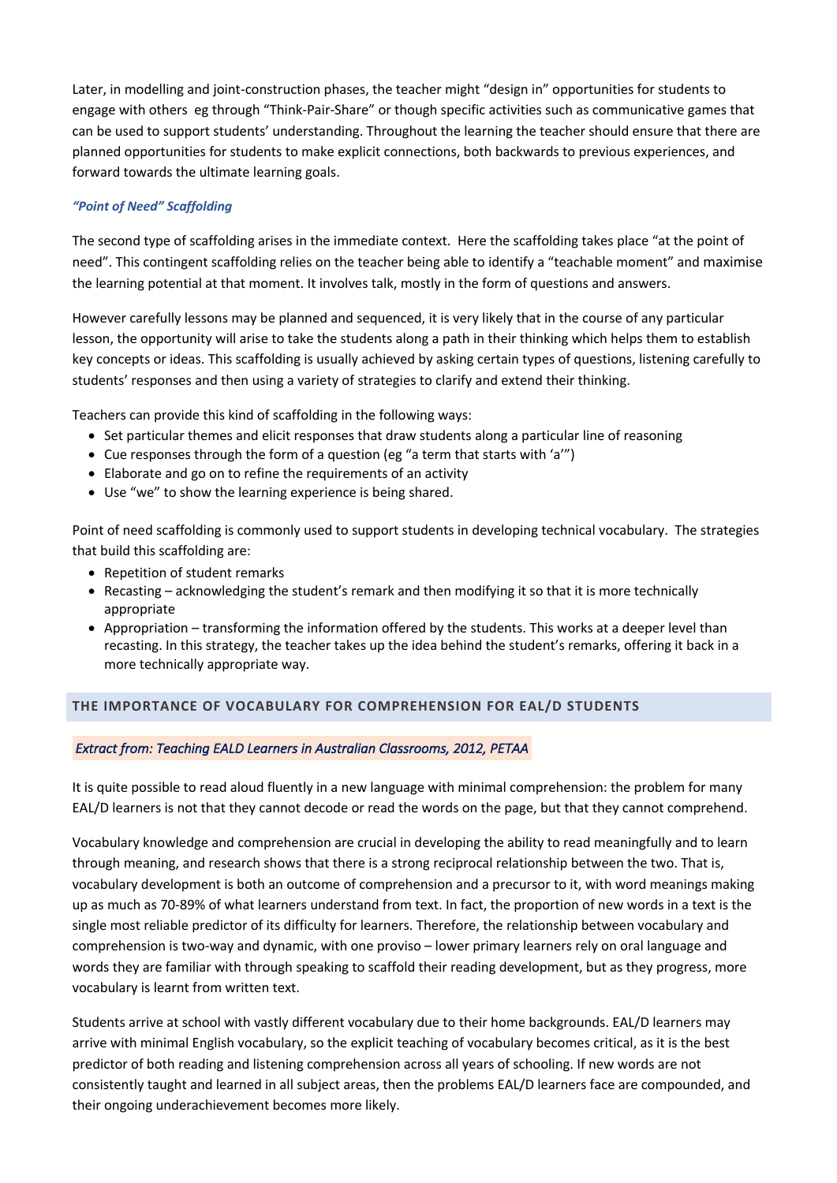Later, in modelling and joint-construction phases, the teacher might "design in" opportunities for students to engage with others  eg through "Think-Pair-Share" or though specific activities such as communicative games that can be used to support students' understanding. Throughout the learning the teacher should ensure that there are planned opportunities for students to make explicit connections, both backwards to previous experiences, and forward towards the ultimate learning goals.

***"Point of Need" Scaffolding***

The second type of scaffolding arises in the immediate context.  Here the scaffolding takes place "at the point of need". This contingent scaffolding relies on the teacher being able to identify a "teachable moment" and maximise the learning potential at that moment. It involves talk, mostly in the form of questions and answers.

However carefully lessons may be planned and sequenced, it is very likely that in the course of any particular lesson, the opportunity will arise to take the students along a path in their thinking which helps them to establish key concepts or ideas. This scaffolding is usually achieved by asking certain types of questions, listening carefully to students' responses and then using a variety of strategies to clarify and extend their thinking.

Teachers can provide this kind of scaffolding in the following ways:

- Set particular themes and elicit responses that draw students along a particular line of reasoning
- Cue responses through the form of a question (eg "a term that starts with 'a'")
- Elaborate and go on to refine the requirements of an activity
- Use "we" to show the learning experience is being shared.

Point of need scaffolding is commonly used to support students in developing technical vocabulary.  The strategies that build this scaffolding are:

- Repetition of student remarks
- Recasting – acknowledging the student's remark and then modifying it so that it is more technically appropriate
- Appropriation – transforming the information offered by the students. This works at a deeper level than recasting. In this strategy, the teacher takes up the idea behind the student's remarks, offering it back in a more technically appropriate way.

## THE IMPORTANCE OF VOCABULARY FOR COMPREHENSION FOR EAL/D STUDENTS

*Extract from: Teaching EALD Learners in Australian Classrooms, 2012, PETAA*

It is quite possible to read aloud fluently in a new language with minimal comprehension: the problem for many EAL/D learners is not that they cannot decode or read the words on the page, but that they cannot comprehend.

Vocabulary knowledge and comprehension are crucial in developing the ability to read meaningfully and to learn through meaning, and research shows that there is a strong reciprocal relationship between the two. That is, vocabulary development is both an outcome of comprehension and a precursor to it, with word meanings making up as much as 70-89% of what learners understand from text. In fact, the proportion of new words in a text is the single most reliable predictor of its difficulty for learners. Therefore, the relationship between vocabulary and comprehension is two-way and dynamic, with one proviso – lower primary learners rely on oral language and words they are familiar with through speaking to scaffold their reading development, but as they progress, more vocabulary is learnt from written text.

Students arrive at school with vastly different vocabulary due to their home backgrounds. EAL/D learners may arrive with minimal English vocabulary, so the explicit teaching of vocabulary becomes critical, as it is the best predictor of both reading and listening comprehension across all years of schooling. If new words are not consistently taught and learned in all subject areas, then the problems EAL/D learners face are compounded, and their ongoing underachievement becomes more likely.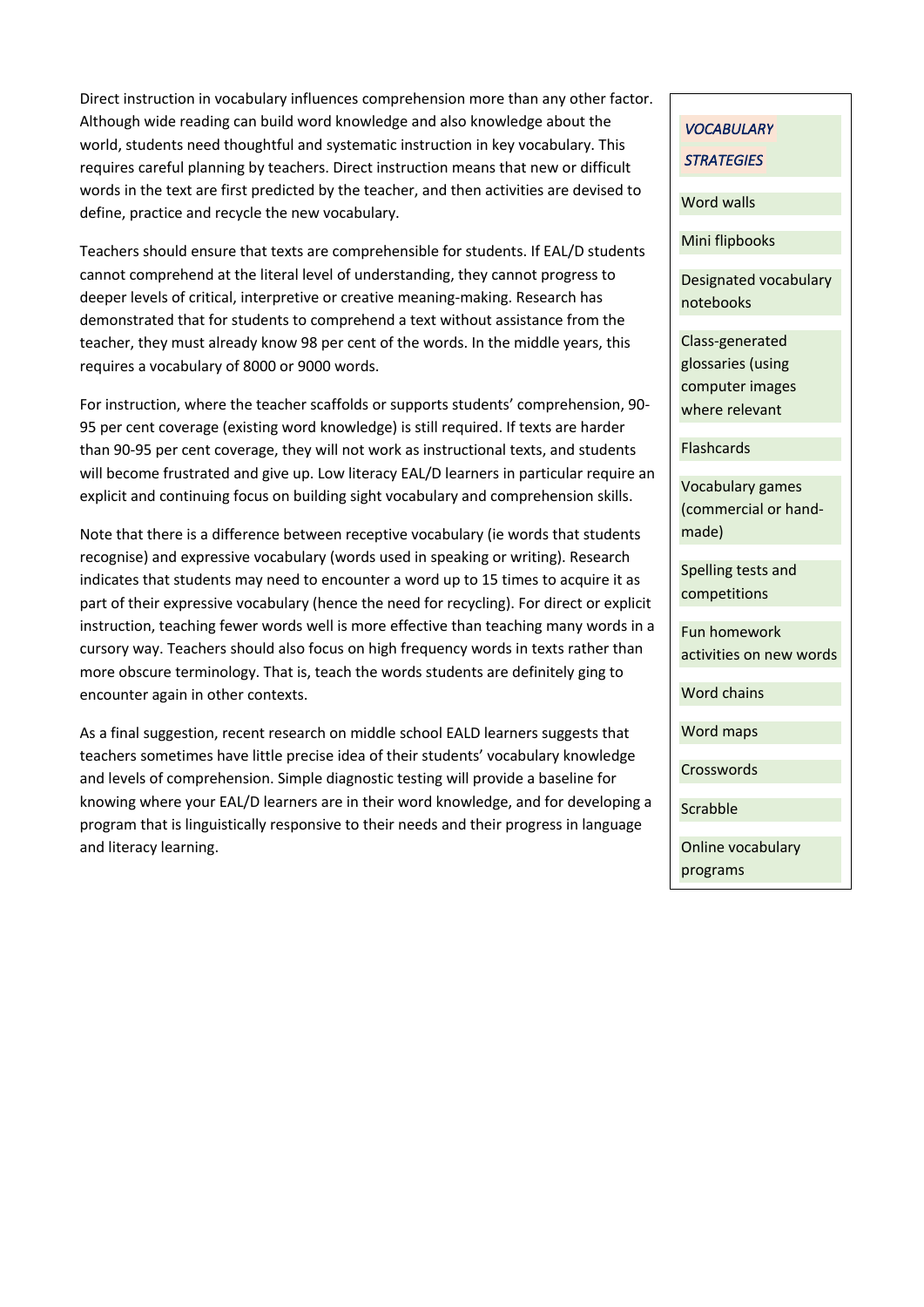Direct instruction in vocabulary influences comprehension more than any other factor. Although wide reading can build word knowledge and also knowledge about the world, students need thoughtful and systematic instruction in key vocabulary. This requires careful planning by teachers. Direct instruction means that new or difficult words in the text are first predicted by the teacher, and then activities are devised to define, practice and recycle the new vocabulary.

Teachers should ensure that texts are comprehensible for students. If EAL/D students cannot comprehend at the literal level of understanding, they cannot progress to deeper levels of critical, interpretive or creative meaning-making. Research has demonstrated that for students to comprehend a text without assistance from the teacher, they must already know 98 per cent of the words. In the middle years, this requires a vocabulary of 8000 or 9000 words.

For instruction, where the teacher scaffolds or supports students' comprehension, 90-95 per cent coverage (existing word knowledge) is still required. If texts are harder than 90-95 per cent coverage, they will not work as instructional texts, and students will become frustrated and give up. Low literacy EAL/D learners in particular require an explicit and continuing focus on building sight vocabulary and comprehension skills.

Note that there is a difference between receptive vocabulary (ie words that students recognise) and expressive vocabulary (words used in speaking or writing). Research indicates that students may need to encounter a word up to 15 times to acquire it as part of their expressive vocabulary (hence the need for recycling). For direct or explicit instruction, teaching fewer words well is more effective than teaching many words in a cursory way. Teachers should also focus on high frequency words in texts rather than more obscure terminology. That is, teach the words students are definitely ging to encounter again in other contexts.

As a final suggestion, recent research on middle school EALD learners suggests that teachers sometimes have little precise idea of their students' vocabulary knowledge and levels of comprehension. Simple diagnostic testing will provide a baseline for knowing where your EAL/D learners are in their word knowledge, and for developing a program that is linguistically responsive to their needs and their progress in language and literacy learning.

***VOCABULARY STRATEGIES***

- Word walls
- Mini flipbooks
- Designated vocabulary notebooks
- Class-generated glossaries (using computer images where relevant
- Flashcards
- Vocabulary games (commercial or hand-made)
- Spelling tests and competitions
- Fun homework activities on new words
- Word chains
- Word maps
- Crosswords
- Scrabble
- Online vocabulary programs